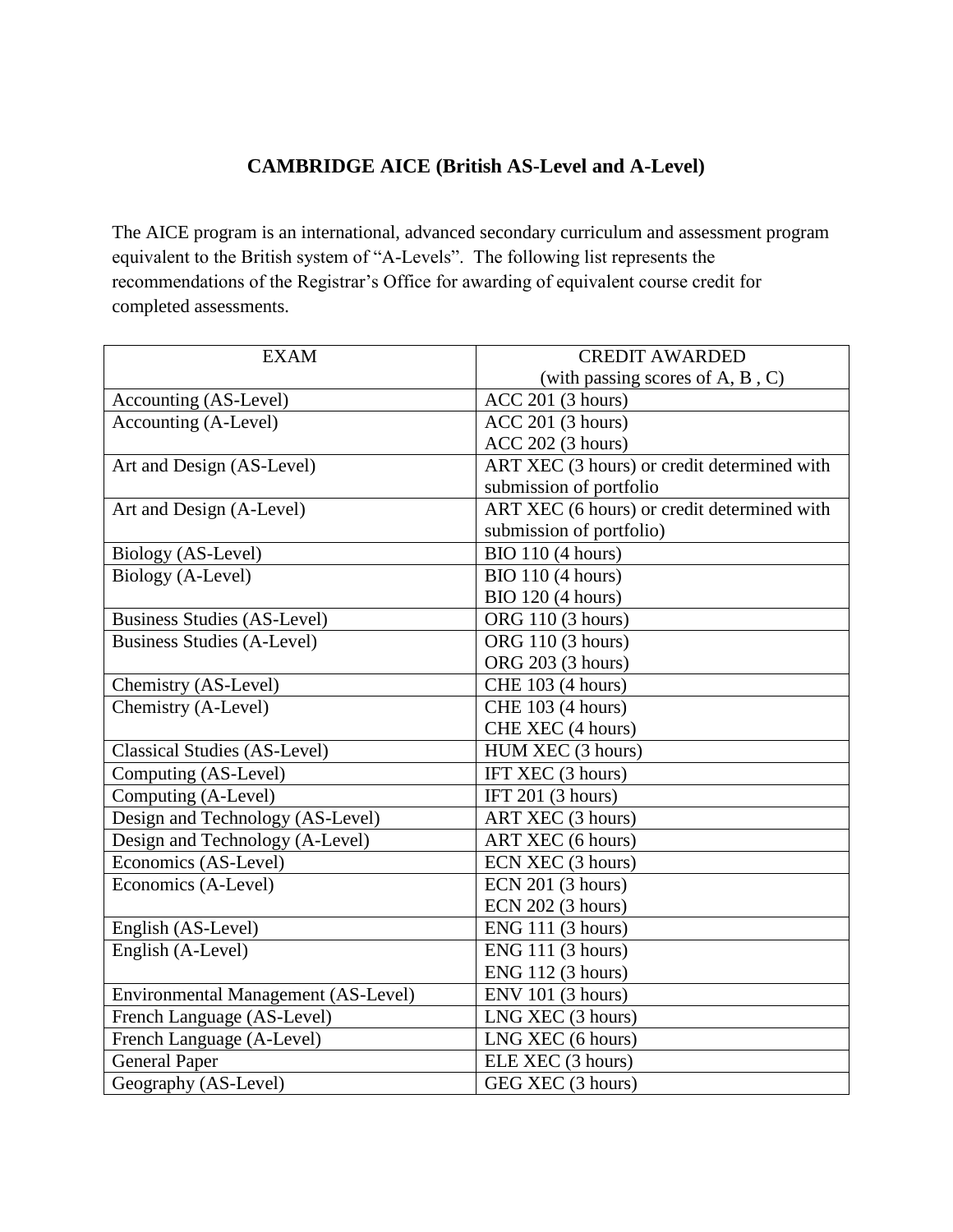# CAMBRIDGE AICE (British AS-Level and A-Level)

The AICE program is an international, advanced secondary curriculum and assessment program equivalent to the British system of "A-Levels". The following list represents the recommendations of the Registrar's Office for awarding of equivalent course credit for completed assessments.

| EXAM | CREDIT AWARDED (with passing scores of A, B , C) |
|---|---|
| Accounting (AS-Level) | ACC 201 (3 hours) |
| Accounting (A-Level) | ACC 201 (3 hours)<br>ACC 202 (3 hours) |
| Art and Design (AS-Level) | ART XEC (3 hours) or credit determined with submission of portfolio |
| Art and Design (A-Level) | ART XEC (6 hours) or credit determined with submission of portfolio) |
| Biology (AS-Level) | BIO 110 (4 hours) |
| Biology (A-Level) | BIO 110 (4 hours)<br>BIO 120 (4 hours) |
| Business Studies (AS-Level) | ORG 110 (3 hours) |
| Business Studies (A-Level) | ORG 110 (3 hours)<br>ORG 203 (3 hours) |
| Chemistry (AS-Level) | CHE 103 (4 hours) |
| Chemistry (A-Level) | CHE 103 (4 hours)<br>CHE XEC (4 hours) |
| Classical Studies (AS-Level) | HUM XEC (3 hours) |
| Computing (AS-Level) | IFT XEC (3 hours) |
| Computing (A-Level) | IFT 201 (3 hours) |
| Design and Technology (AS-Level) | ART XEC (3 hours) |
| Design and Technology (A-Level) | ART XEC (6 hours) |
| Economics (AS-Level) | ECN XEC (3 hours) |
| Economics (A-Level) | ECN 201 (3 hours)<br>ECN 202 (3 hours) |
| English (AS-Level) | ENG 111 (3 hours) |
| English (A-Level) | ENG 111 (3 hours)<br>ENG 112 (3 hours) |
| Environmental Management (AS-Level) | ENV 101 (3 hours) |
| French Language (AS-Level) | LNG XEC (3 hours) |
| French Language (A-Level) | LNG XEC (6 hours) |
| General Paper | ELE XEC (3 hours) |
| Geography (AS-Level) | GEG XEC (3 hours) |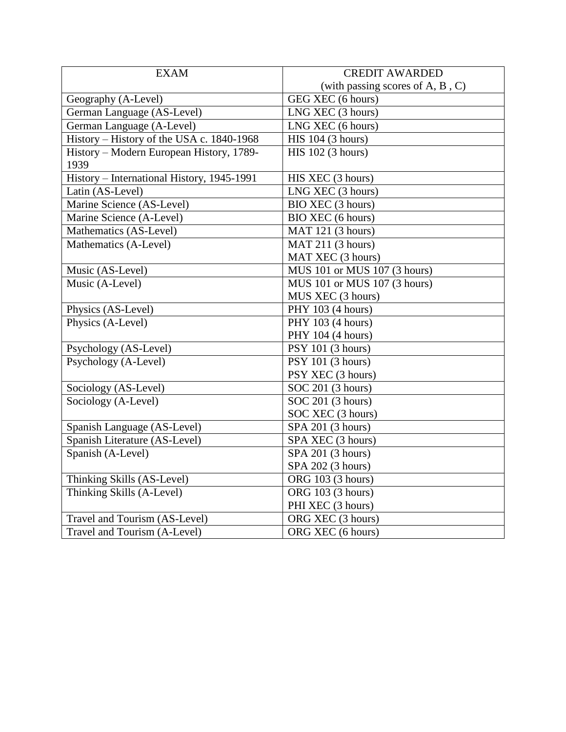| EXAM | CREDIT AWARDED (with passing scores of A, B , C) |
|---|---|
| Geography (A-Level) | GEG XEC (6 hours) |
| German Language (AS-Level) | LNG XEC (3 hours) |
| German Language (A-Level) | LNG XEC (6 hours) |
| History – History of the USA c. 1840-1968 | HIS 104 (3 hours) |
| History – Modern European History, 1789-1939 | HIS 102 (3 hours) |
| History – International History, 1945-1991 | HIS XEC (3 hours) |
| Latin (AS-Level) | LNG XEC (3 hours) |
| Marine Science (AS-Level) | BIO XEC (3 hours) |
| Marine Science (A-Level) | BIO XEC (6 hours) |
| Mathematics (AS-Level) | MAT 121 (3 hours) |
| Mathematics (A-Level) | MAT 211 (3 hours)<br>MAT XEC (3 hours) |
| Music (AS-Level) | MUS 101 or MUS 107 (3 hours) |
| Music (A-Level) | MUS 101 or MUS 107 (3 hours)<br>MUS XEC (3 hours) |
| Physics (AS-Level) | PHY 103 (4 hours) |
| Physics (A-Level) | PHY 103 (4 hours)<br>PHY 104 (4 hours) |
| Psychology (AS-Level) | PSY 101 (3 hours) |
| Psychology (A-Level) | PSY 101 (3 hours)<br>PSY XEC (3 hours) |
| Sociology (AS-Level) | SOC 201 (3 hours) |
| Sociology (A-Level) | SOC 201 (3 hours)<br>SOC XEC (3 hours) |
| Spanish Language (AS-Level) | SPA 201 (3 hours) |
| Spanish Literature (AS-Level) | SPA XEC (3 hours) |
| Spanish (A-Level) | SPA 201 (3 hours)<br>SPA 202 (3 hours) |
| Thinking Skills (AS-Level) | ORG 103 (3 hours) |
| Thinking Skills (A-Level) | ORG 103 (3 hours)<br>PHI XEC (3 hours) |
| Travel and Tourism (AS-Level) | ORG XEC (3 hours) |
| Travel and Tourism (A-Level) | ORG XEC (6 hours) |